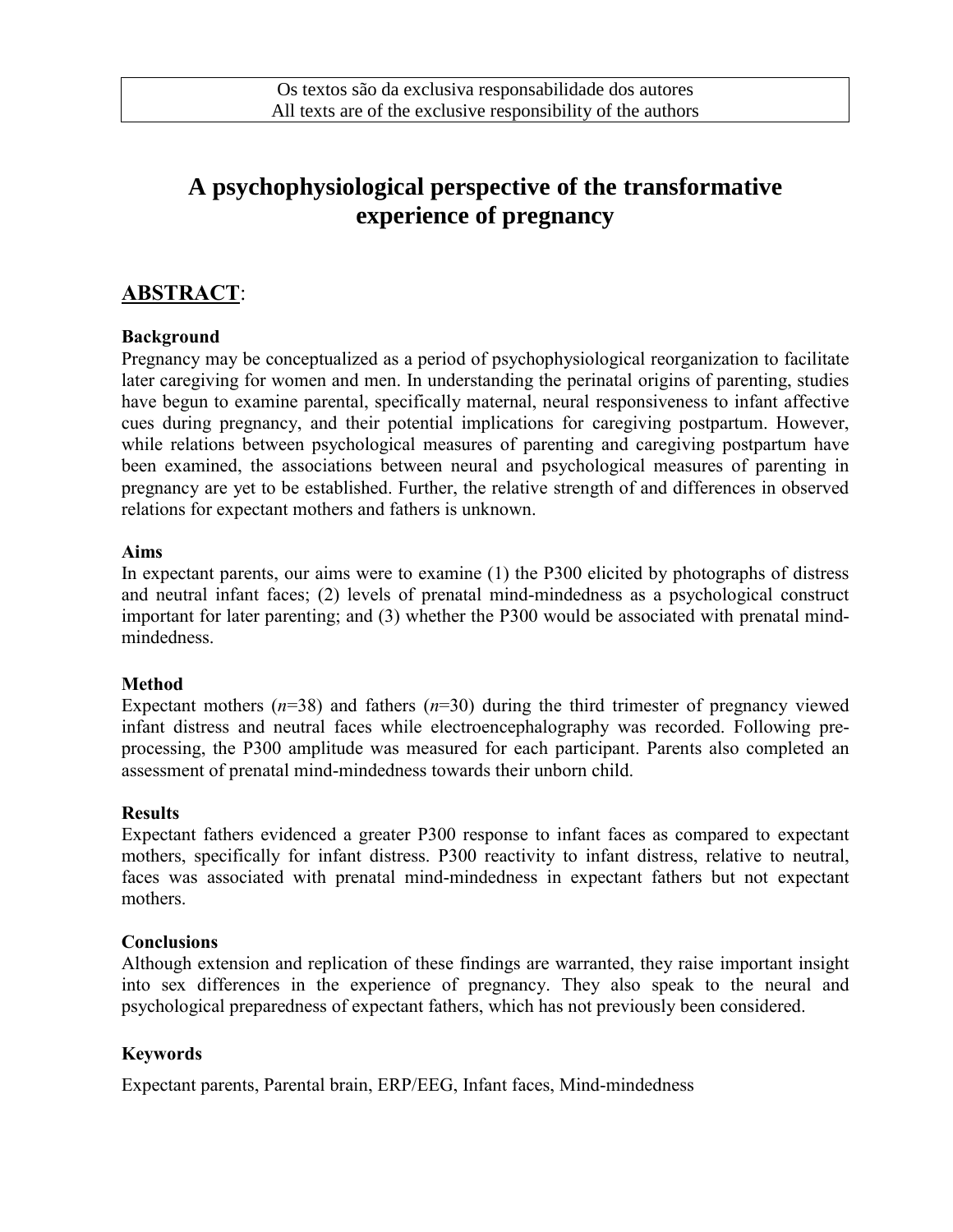Os textos são da exclusiva responsabilidade dos autores
All texts are of the exclusive responsibility of the authors

# A psychophysiological perspective of the transformative experience of pregnancy

## ABSTRACT:

### Background

Pregnancy may be conceptualized as a period of psychophysiological reorganization to facilitate later caregiving for women and men. In understanding the perinatal origins of parenting, studies have begun to examine parental, specifically maternal, neural responsiveness to infant affective cues during pregnancy, and their potential implications for caregiving postpartum. However, while relations between psychological measures of parenting and caregiving postpartum have been examined, the associations between neural and psychological measures of parenting in pregnancy are yet to be established. Further, the relative strength of and differences in observed relations for expectant mothers and fathers is unknown.

### Aims

In expectant parents, our aims were to examine (1) the P300 elicited by photographs of distress and neutral infant faces; (2) levels of prenatal mind-mindedness as a psychological construct important for later parenting; and (3) whether the P300 would be associated with prenatal mind-mindedness.

### Method

Expectant mothers ($n$=38) and fathers ($n$=30) during the third trimester of pregnancy viewed infant distress and neutral faces while electroencephalography was recorded. Following pre-processing, the P300 amplitude was measured for each participant. Parents also completed an assessment of prenatal mind-mindedness towards their unborn child.

### Results

Expectant fathers evidenced a greater P300 response to infant faces as compared to expectant mothers, specifically for infant distress. P300 reactivity to infant distress, relative to neutral, faces was associated with prenatal mind-mindedness in expectant fathers but not expectant mothers.

### Conclusions

Although extension and replication of these findings are warranted, they raise important insight into sex differences in the experience of pregnancy. They also speak to the neural and psychological preparedness of expectant fathers, which has not previously been considered.

### Keywords

Expectant parents, Parental brain, ERP/EEG, Infant faces, Mind-mindedness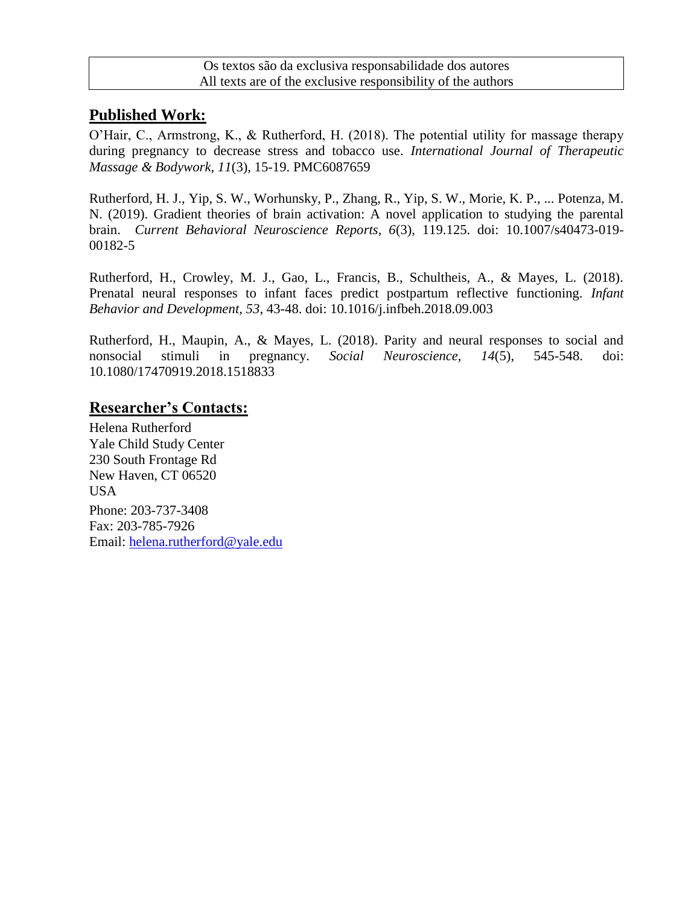Os textos são da exclusiva responsabilidade dos autores
All texts are of the exclusive responsibility of the authors

## Published Work:

O'Hair, C., Armstrong, K., & Rutherford, H. (2018). The potential utility for massage therapy during pregnancy to decrease stress and tobacco use. *International Journal of Therapeutic Massage & Bodywork, 11*(3), 15-19. PMC6087659

Rutherford, H. J., Yip, S. W., Worhunsky, P., Zhang, R., Yip, S. W., Morie, K. P., ... Potenza, M. N. (2019). Gradient theories of brain activation: A novel application to studying the parental brain. *Current Behavioral Neuroscience Reports, 6*(3), 119.125. doi: 10.1007/s40473-019-00182-5

Rutherford, H., Crowley, M. J., Gao, L., Francis, B., Schultheis, A., & Mayes, L. (2018). Prenatal neural responses to infant faces predict postpartum reflective functioning. *Infant Behavior and Development, 53*, 43-48. doi: 10.1016/j.infbeh.2018.09.003

Rutherford, H., Maupin, A., & Mayes, L. (2018). Parity and neural responses to social and nonsocial stimuli in pregnancy. *Social Neuroscience, 14*(5), 545-548. doi: 10.1080/17470919.2018.1518833

## Researcher's Contacts:

Helena Rutherford
Yale Child Study Center
230 South Frontage Rd
New Haven, CT 06520
USA

Phone: 203-737-3408
Fax: 203-785-7926
Email: helena.rutherford@yale.edu